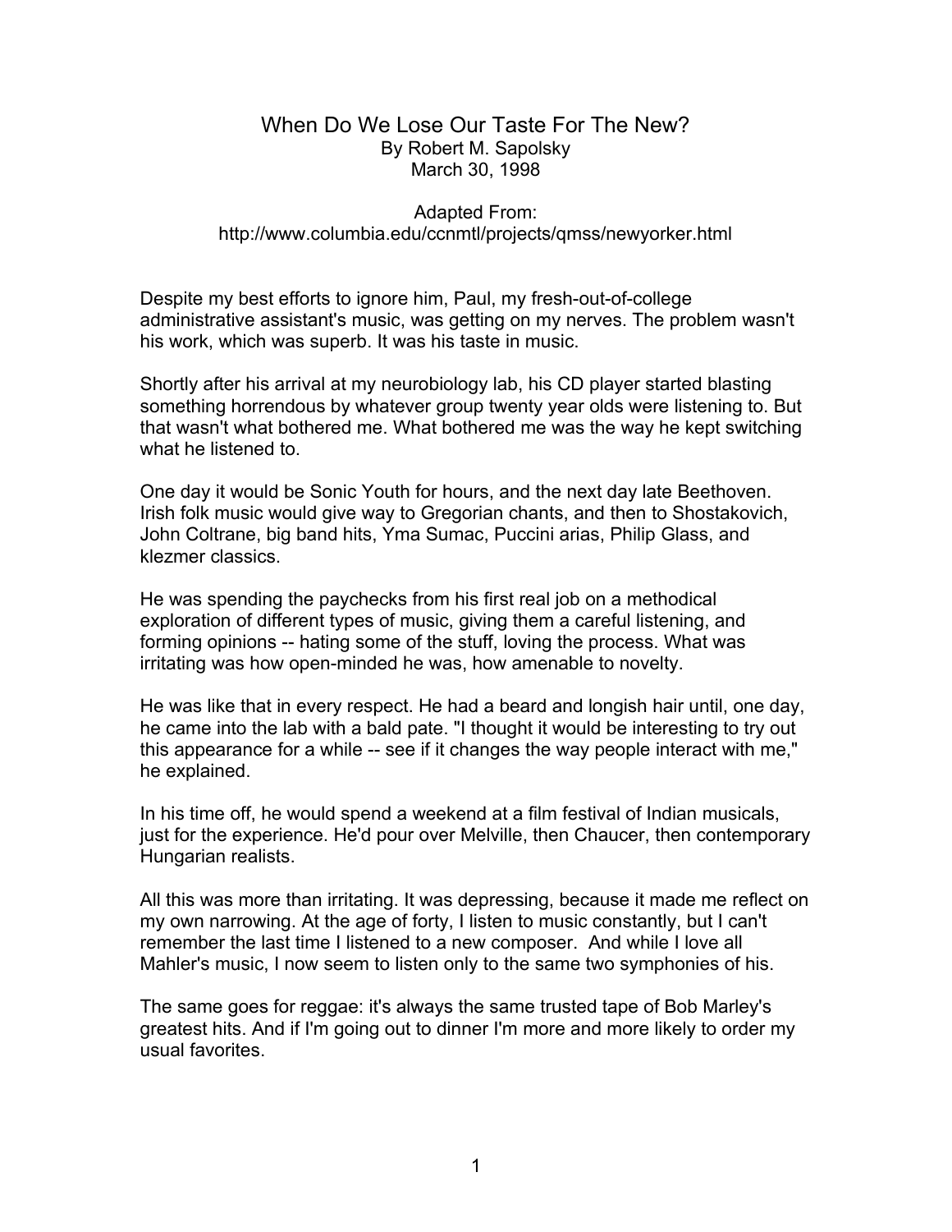# When Do We Lose Our Taste For The New?

By Robert M. Sapolsky
March 30, 1998

Adapted From:
http://www.columbia.edu/ccnmtl/projects/qmss/newyorker.html

Despite my best efforts to ignore him, Paul, my fresh-out-of-college administrative assistant's music, was getting on my nerves. The problem wasn't his work, which was superb. It was his taste in music.

Shortly after his arrival at my neurobiology lab, his CD player started blasting something horrendous by whatever group twenty year olds were listening to. But that wasn't what bothered me. What bothered me was the way he kept switching what he listened to.

One day it would be Sonic Youth for hours, and the next day late Beethoven. Irish folk music would give way to Gregorian chants, and then to Shostakovich, John Coltrane, big band hits, Yma Sumac, Puccini arias, Philip Glass, and klezmer classics.

He was spending the paychecks from his first real job on a methodical exploration of different types of music, giving them a careful listening, and forming opinions -- hating some of the stuff, loving the process. What was irritating was how open-minded he was, how amenable to novelty.

He was like that in every respect. He had a beard and longish hair until, one day, he came into the lab with a bald pate. "I thought it would be interesting to try out this appearance for a while -- see if it changes the way people interact with me," he explained.

In his time off, he would spend a weekend at a film festival of Indian musicals, just for the experience. He'd pour over Melville, then Chaucer, then contemporary Hungarian realists.

All this was more than irritating. It was depressing, because it made me reflect on my own narrowing. At the age of forty, I listen to music constantly, but I can't remember the last time I listened to a new composer. And while I love all Mahler's music, I now seem to listen only to the same two symphonies of his.

The same goes for reggae: it's always the same trusted tape of Bob Marley's greatest hits. And if I'm going out to dinner I'm more and more likely to order my usual favorites.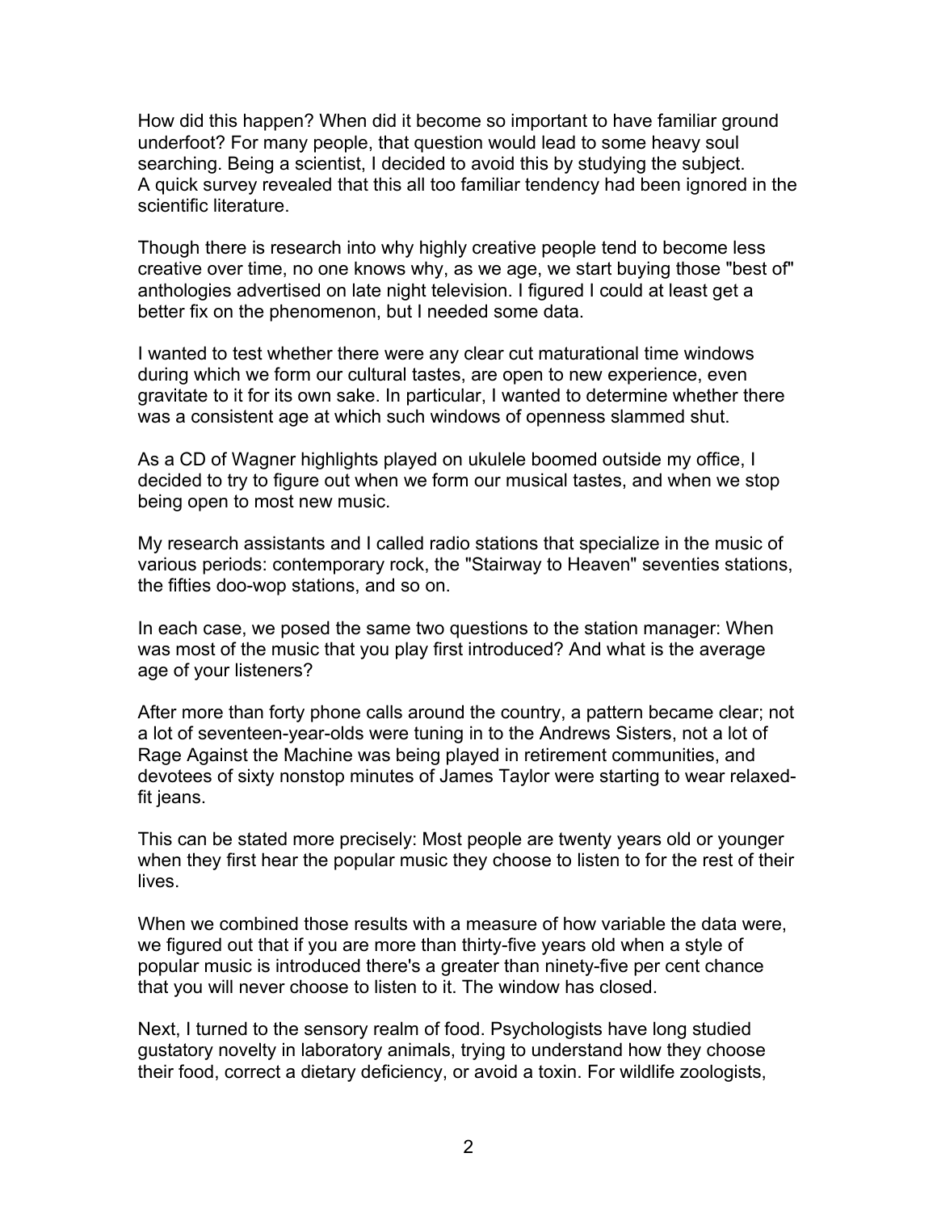How did this happen? When did it become so important to have familiar ground underfoot? For many people, that question would lead to some heavy soul searching. Being a scientist, I decided to avoid this by studying the subject. A quick survey revealed that this all too familiar tendency had been ignored in the scientific literature.

Though there is research into why highly creative people tend to become less creative over time, no one knows why, as we age, we start buying those "best of" anthologies advertised on late night television. I figured I could at least get a better fix on the phenomenon, but I needed some data.

I wanted to test whether there were any clear cut maturational time windows during which we form our cultural tastes, are open to new experience, even gravitate to it for its own sake. In particular, I wanted to determine whether there was a consistent age at which such windows of openness slammed shut.

As a CD of Wagner highlights played on ukulele boomed outside my office, I decided to try to figure out when we form our musical tastes, and when we stop being open to most new music.

My research assistants and I called radio stations that specialize in the music of various periods: contemporary rock, the "Stairway to Heaven" seventies stations, the fifties doo-wop stations, and so on.

In each case, we posed the same two questions to the station manager: When was most of the music that you play first introduced? And what is the average age of your listeners?

After more than forty phone calls around the country, a pattern became clear; not a lot of seventeen-year-olds were tuning in to the Andrews Sisters, not a lot of Rage Against the Machine was being played in retirement communities, and devotees of sixty nonstop minutes of James Taylor were starting to wear relaxed-fit jeans.

This can be stated more precisely: Most people are twenty years old or younger when they first hear the popular music they choose to listen to for the rest of their lives.

When we combined those results with a measure of how variable the data were, we figured out that if you are more than thirty-five years old when a style of popular music is introduced there's a greater than ninety-five per cent chance that you will never choose to listen to it. The window has closed.

Next, I turned to the sensory realm of food. Psychologists have long studied gustatory novelty in laboratory animals, trying to understand how they choose their food, correct a dietary deficiency, or avoid a toxin. For wildlife zoologists,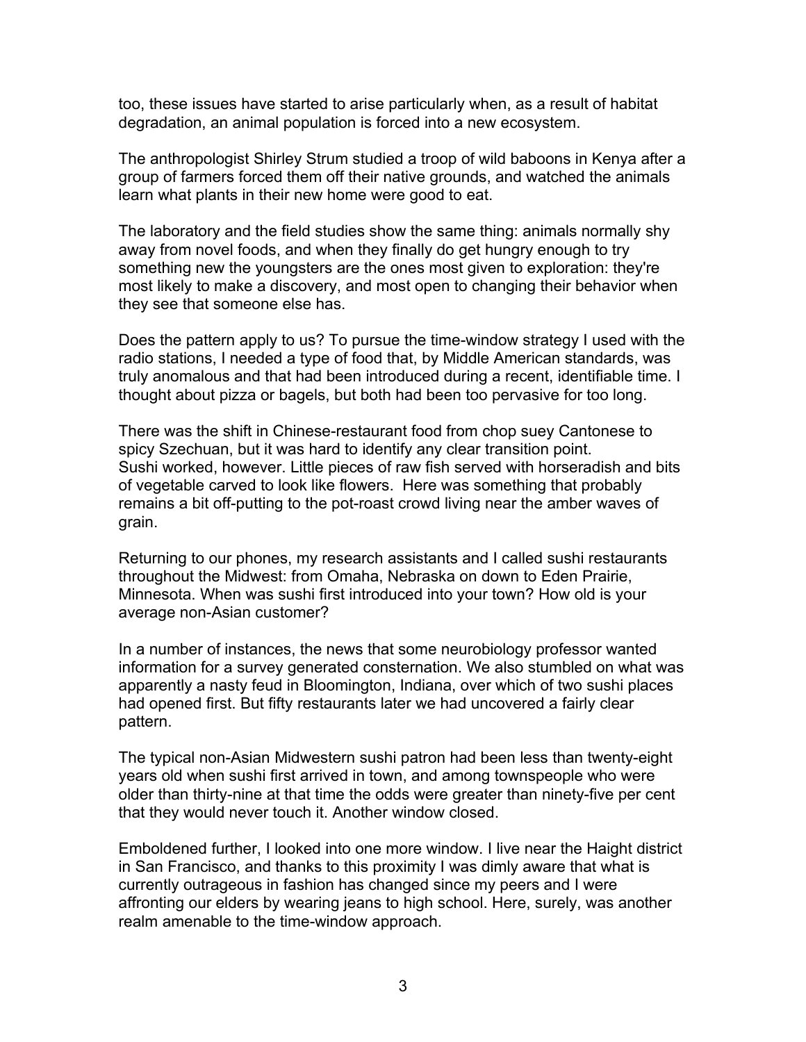too, these issues have started to arise particularly when, as a result of habitat degradation, an animal population is forced into a new ecosystem.

The anthropologist Shirley Strum studied a troop of wild baboons in Kenya after a group of farmers forced them off their native grounds, and watched the animals learn what plants in their new home were good to eat.

The laboratory and the field studies show the same thing: animals normally shy away from novel foods, and when they finally do get hungry enough to try something new the youngsters are the ones most given to exploration: they're most likely to make a discovery, and most open to changing their behavior when they see that someone else has.

Does the pattern apply to us? To pursue the time-window strategy I used with the radio stations, I needed a type of food that, by Middle American standards, was truly anomalous and that had been introduced during a recent, identifiable time. I thought about pizza or bagels, but both had been too pervasive for too long.

There was the shift in Chinese-restaurant food from chop suey Cantonese to spicy Szechuan, but it was hard to identify any clear transition point.
Sushi worked, however. Little pieces of raw fish served with horseradish and bits of vegetable carved to look like flowers. Here was something that probably remains a bit off-putting to the pot-roast crowd living near the amber waves of grain.

Returning to our phones, my research assistants and I called sushi restaurants throughout the Midwest: from Omaha, Nebraska on down to Eden Prairie, Minnesota. When was sushi first introduced into your town? How old is your average non-Asian customer?

In a number of instances, the news that some neurobiology professor wanted information for a survey generated consternation. We also stumbled on what was apparently a nasty feud in Bloomington, Indiana, over which of two sushi places had opened first. But fifty restaurants later we had uncovered a fairly clear pattern.

The typical non-Asian Midwestern sushi patron had been less than twenty-eight years old when sushi first arrived in town, and among townspeople who were older than thirty-nine at that time the odds were greater than ninety-five per cent that they would never touch it. Another window closed.

Emboldened further, I looked into one more window. I live near the Haight district in San Francisco, and thanks to this proximity I was dimly aware that what is currently outrageous in fashion has changed since my peers and I were affronting our elders by wearing jeans to high school. Here, surely, was another realm amenable to the time-window approach.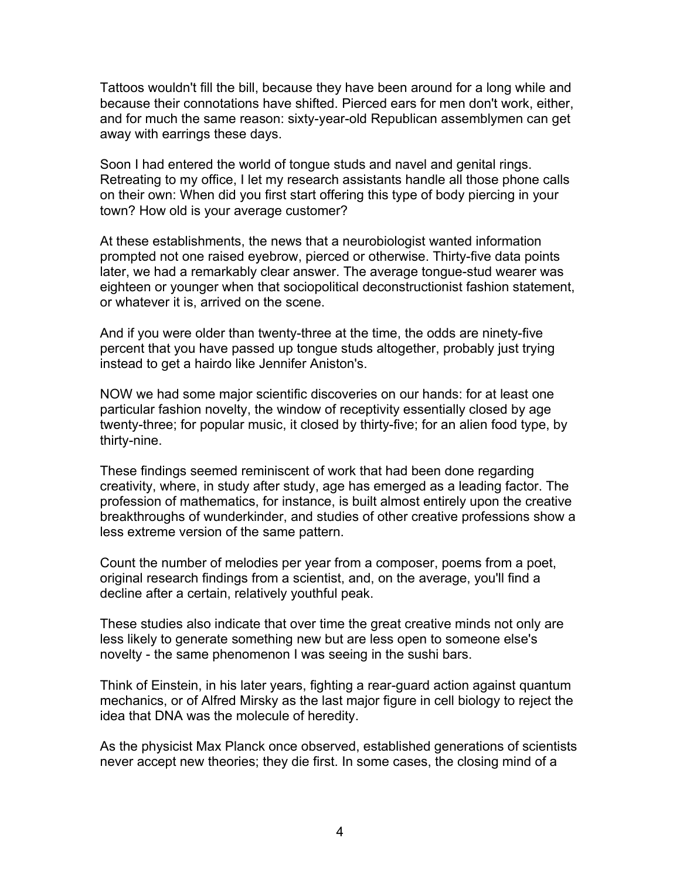Tattoos wouldn't fill the bill, because they have been around for a long while and because their connotations have shifted. Pierced ears for men don't work, either, and for much the same reason: sixty-year-old Republican assemblymen can get away with earrings these days.

Soon I had entered the world of tongue studs and navel and genital rings. Retreating to my office, I let my research assistants handle all those phone calls on their own: When did you first start offering this type of body piercing in your town? How old is your average customer?

At these establishments, the news that a neurobiologist wanted information prompted not one raised eyebrow, pierced or otherwise. Thirty-five data points later, we had a remarkably clear answer. The average tongue-stud wearer was eighteen or younger when that sociopolitical deconstructionist fashion statement, or whatever it is, arrived on the scene.

And if you were older than twenty-three at the time, the odds are ninety-five percent that you have passed up tongue studs altogether, probably just trying instead to get a hairdo like Jennifer Aniston's.

NOW we had some major scientific discoveries on our hands: for at least one particular fashion novelty, the window of receptivity essentially closed by age twenty-three; for popular music, it closed by thirty-five; for an alien food type, by thirty-nine.

These findings seemed reminiscent of work that had been done regarding creativity, where, in study after study, age has emerged as a leading factor. The profession of mathematics, for instance, is built almost entirely upon the creative breakthroughs of wunderkinder, and studies of other creative professions show a less extreme version of the same pattern.

Count the number of melodies per year from a composer, poems from a poet, original research findings from a scientist, and, on the average, you'll find a decline after a certain, relatively youthful peak.

These studies also indicate that over time the great creative minds not only are less likely to generate something new but are less open to someone else's novelty - the same phenomenon I was seeing in the sushi bars.

Think of Einstein, in his later years, fighting a rear-guard action against quantum mechanics, or of Alfred Mirsky as the last major figure in cell biology to reject the idea that DNA was the molecule of heredity.

As the physicist Max Planck once observed, established generations of scientists never accept new theories; they die first. In some cases, the closing mind of a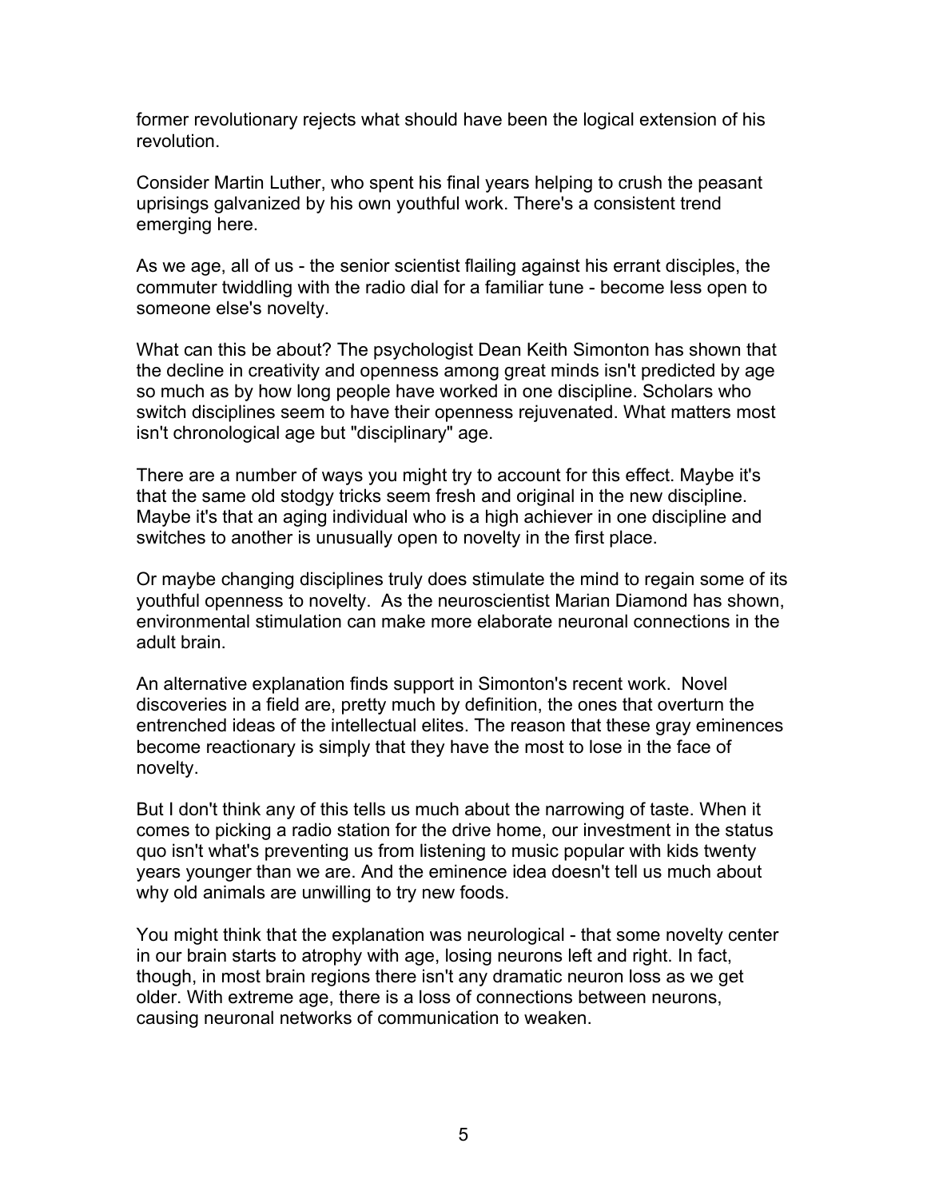former revolutionary rejects what should have been the logical extension of his revolution.

Consider Martin Luther, who spent his final years helping to crush the peasant uprisings galvanized by his own youthful work. There's a consistent trend emerging here.

As we age, all of us - the senior scientist flailing against his errant disciples, the commuter twiddling with the radio dial for a familiar tune - become less open to someone else's novelty.

What can this be about? The psychologist Dean Keith Simonton has shown that the decline in creativity and openness among great minds isn't predicted by age so much as by how long people have worked in one discipline. Scholars who switch disciplines seem to have their openness rejuvenated. What matters most isn't chronological age but "disciplinary" age.

There are a number of ways you might try to account for this effect. Maybe it's that the same old stodgy tricks seem fresh and original in the new discipline. Maybe it's that an aging individual who is a high achiever in one discipline and switches to another is unusually open to novelty in the first place.

Or maybe changing disciplines truly does stimulate the mind to regain some of its youthful openness to novelty. As the neuroscientist Marian Diamond has shown, environmental stimulation can make more elaborate neuronal connections in the adult brain.

An alternative explanation finds support in Simonton's recent work. Novel discoveries in a field are, pretty much by definition, the ones that overturn the entrenched ideas of the intellectual elites. The reason that these gray eminences become reactionary is simply that they have the most to lose in the face of novelty.

But I don't think any of this tells us much about the narrowing of taste. When it comes to picking a radio station for the drive home, our investment in the status quo isn't what's preventing us from listening to music popular with kids twenty years younger than we are. And the eminence idea doesn't tell us much about why old animals are unwilling to try new foods.

You might think that the explanation was neurological - that some novelty center in our brain starts to atrophy with age, losing neurons left and right. In fact, though, in most brain regions there isn't any dramatic neuron loss as we get older. With extreme age, there is a loss of connections between neurons, causing neuronal networks of communication to weaken.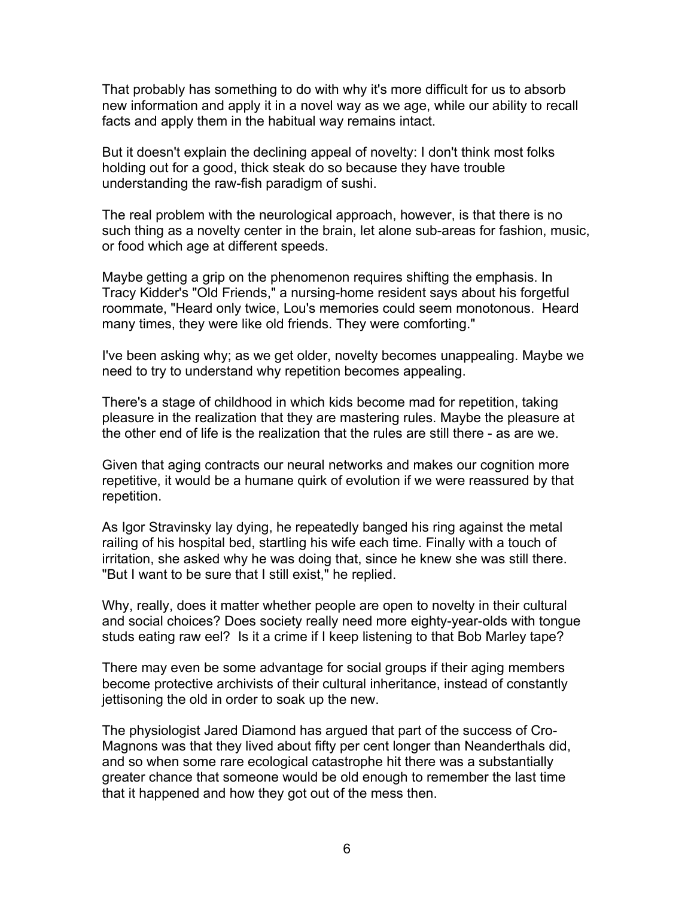That probably has something to do with why it's more difficult for us to absorb new information and apply it in a novel way as we age, while our ability to recall facts and apply them in the habitual way remains intact.

But it doesn't explain the declining appeal of novelty: I don't think most folks holding out for a good, thick steak do so because they have trouble understanding the raw-fish paradigm of sushi.

The real problem with the neurological approach, however, is that there is no such thing as a novelty center in the brain, let alone sub-areas for fashion, music, or food which age at different speeds.

Maybe getting a grip on the phenomenon requires shifting the emphasis. In Tracy Kidder's "Old Friends," a nursing-home resident says about his forgetful roommate, "Heard only twice, Lou's memories could seem monotonous. Heard many times, they were like old friends. They were comforting."

I've been asking why; as we get older, novelty becomes unappealing. Maybe we need to try to understand why repetition becomes appealing.

There's a stage of childhood in which kids become mad for repetition, taking pleasure in the realization that they are mastering rules. Maybe the pleasure at the other end of life is the realization that the rules are still there - as are we.

Given that aging contracts our neural networks and makes our cognition more repetitive, it would be a humane quirk of evolution if we were reassured by that repetition.

As Igor Stravinsky lay dying, he repeatedly banged his ring against the metal railing of his hospital bed, startling his wife each time. Finally with a touch of irritation, she asked why he was doing that, since he knew she was still there. "But I want to be sure that I still exist," he replied.

Why, really, does it matter whether people are open to novelty in their cultural and social choices? Does society really need more eighty-year-olds with tongue studs eating raw eel? Is it a crime if I keep listening to that Bob Marley tape?

There may even be some advantage for social groups if their aging members become protective archivists of their cultural inheritance, instead of constantly jettisoning the old in order to soak up the new.

The physiologist Jared Diamond has argued that part of the success of Cro-Magnons was that they lived about fifty per cent longer than Neanderthals did, and so when some rare ecological catastrophe hit there was a substantially greater chance that someone would be old enough to remember the last time that it happened and how they got out of the mess then.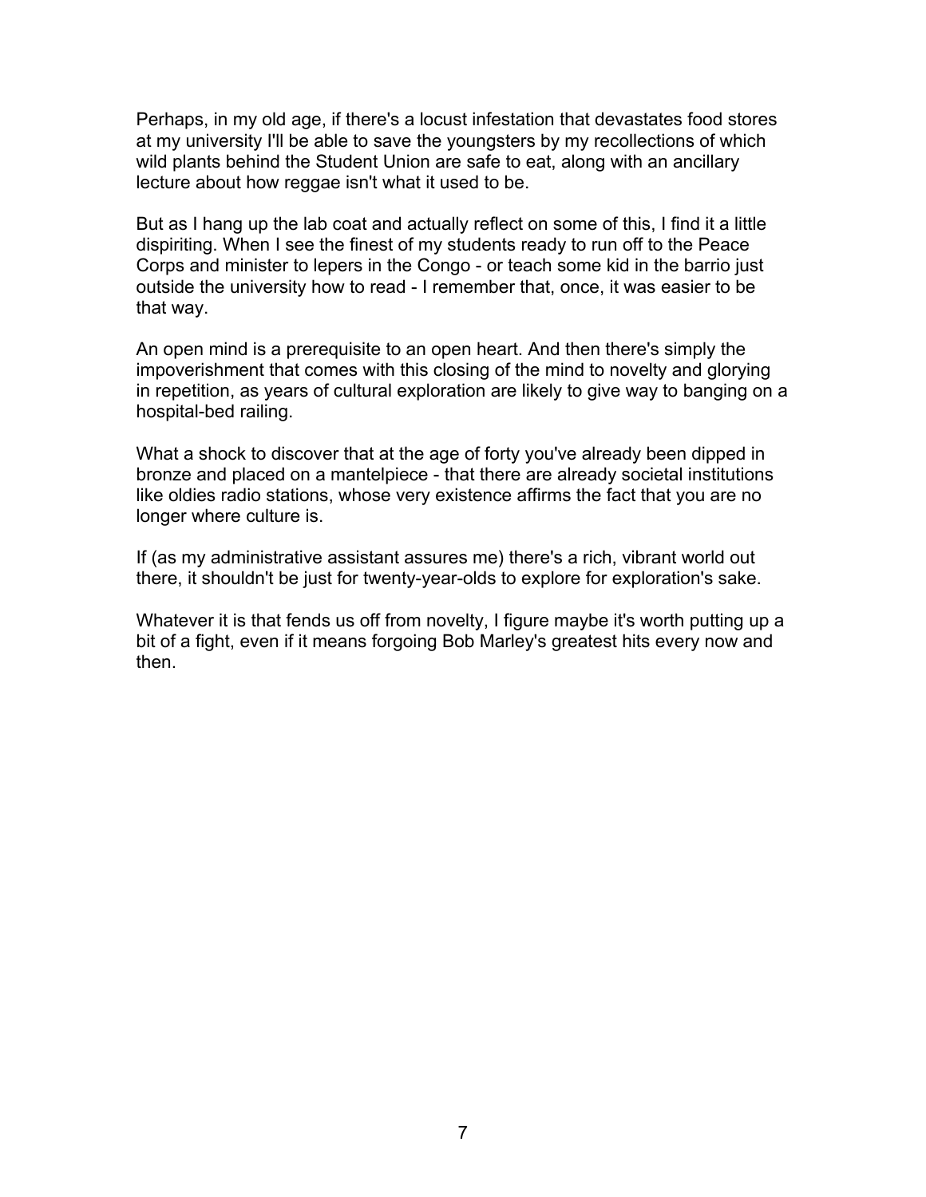Perhaps, in my old age, if there's a locust infestation that devastates food stores at my university I'll be able to save the youngsters by my recollections of which wild plants behind the Student Union are safe to eat, along with an ancillary lecture about how reggae isn't what it used to be.

But as I hang up the lab coat and actually reflect on some of this, I find it a little dispiriting. When I see the finest of my students ready to run off to the Peace Corps and minister to lepers in the Congo - or teach some kid in the barrio just outside the university how to read - I remember that, once, it was easier to be that way.

An open mind is a prerequisite to an open heart. And then there's simply the impoverishment that comes with this closing of the mind to novelty and glorying in repetition, as years of cultural exploration are likely to give way to banging on a hospital-bed railing.

What a shock to discover that at the age of forty you've already been dipped in bronze and placed on a mantelpiece - that there are already societal institutions like oldies radio stations, whose very existence affirms the fact that you are no longer where culture is.

If (as my administrative assistant assures me) there's a rich, vibrant world out there, it shouldn't be just for twenty-year-olds to explore for exploration's sake.

Whatever it is that fends us off from novelty, I figure maybe it's worth putting up a bit of a fight, even if it means forgoing Bob Marley's greatest hits every now and then.